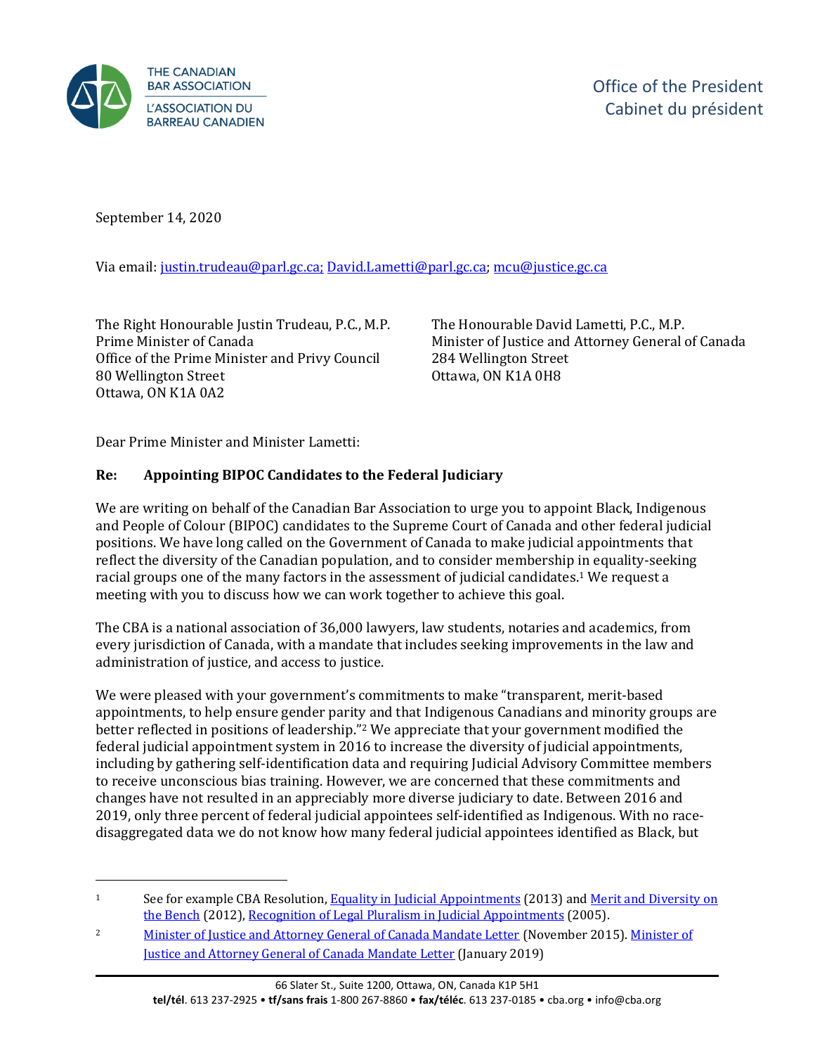THE CANADIAN BAR ASSOCIATION
L'ASSOCIATION DU BARREAU CANADIEN

Office of the President
Cabinet du président

September 14, 2020

Via email: justin.trudeau@parl.gc.ca; David.Lametti@parl.gc.ca; mcu@justice.gc.ca

The Right Honourable Justin Trudeau, P.C., M.P.
Prime Minister of Canada
Office of the Prime Minister and Privy Council
80 Wellington Street
Ottawa, ON K1A 0A2

The Honourable David Lametti, P.C., M.P.
Minister of Justice and Attorney General of Canada
284 Wellington Street
Ottawa, ON K1A 0H8

Dear Prime Minister and Minister Lametti:

**Re: Appointing BIPOC Candidates to the Federal Judiciary**

We are writing on behalf of the Canadian Bar Association to urge you to appoint Black, Indigenous and People of Colour (BIPOC) candidates to the Supreme Court of Canada and other federal judicial positions. We have long called on the Government of Canada to make judicial appointments that reflect the diversity of the Canadian population, and to consider membership in equality-seeking racial groups one of the many factors in the assessment of judicial candidates.[1] We request a meeting with you to discuss how we can work together to achieve this goal.

The CBA is a national association of 36,000 lawyers, law students, notaries and academics, from every jurisdiction of Canada, with a mandate that includes seeking improvements in the law and administration of justice, and access to justice.

We were pleased with your government's commitments to make "transparent, merit-based appointments, to help ensure gender parity and that Indigenous Canadians and minority groups are better reflected in positions of leadership."[2] We appreciate that your government modified the federal judicial appointment system in 2016 to increase the diversity of judicial appointments, including by gathering self-identification data and requiring Judicial Advisory Committee members to receive unconscious bias training. However, we are concerned that these commitments and changes have not resulted in an appreciably more diverse judiciary to date. Between 2016 and 2019, only three percent of federal judicial appointees self-identified as Indigenous. With no race-disaggregated data we do not know how many federal judicial appointees identified as Black, but

---

[1] See for example CBA Resolution, Equality in Judicial Appointments (2013) and Merit and Diversity on the Bench (2012), Recognition of Legal Pluralism in Judicial Appointments (2005).

[2] Minister of Justice and Attorney General of Canada Mandate Letter (November 2015). Minister of Justice and Attorney General of Canada Mandate Letter (January 2019)

66 Slater St., Suite 1200, Ottawa, ON, Canada K1P 5H1
**tel/tél**. 613 237-2925 • **tf/sans frais** 1-800 267-8860 • **fax/téléc**. 613 237-0185 • cba.org • info@cba.org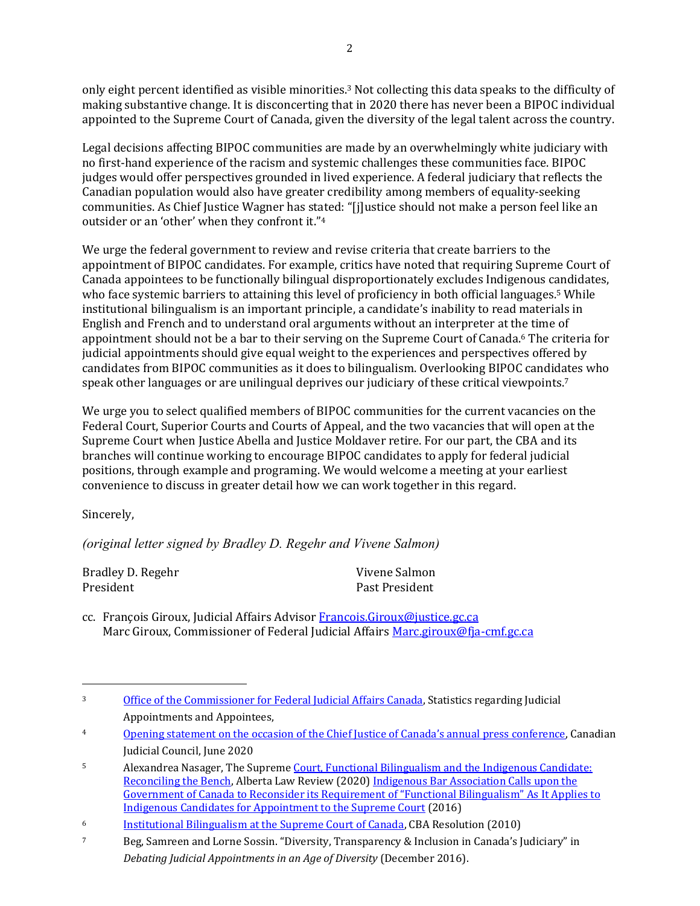only eight percent identified as visible minorities.[3] Not collecting this data speaks to the difficulty of making substantive change. It is disconcerting that in 2020 there has never been a BIPOC individual appointed to the Supreme Court of Canada, given the diversity of the legal talent across the country.

Legal decisions affecting BIPOC communities are made by an overwhelmingly white judiciary with no first-hand experience of the racism and systemic challenges these communities face. BIPOC judges would offer perspectives grounded in lived experience. A federal judiciary that reflects the Canadian population would also have greater credibility among members of equality-seeking communities. As Chief Justice Wagner has stated: "[j]ustice should not make a person feel like an outsider or an 'other' when they confront it."[4]

We urge the federal government to review and revise criteria that create barriers to the appointment of BIPOC candidates. For example, critics have noted that requiring Supreme Court of Canada appointees to be functionally bilingual disproportionately excludes Indigenous candidates, who face systemic barriers to attaining this level of proficiency in both official languages.[5] While institutional bilingualism is an important principle, a candidate's inability to read materials in English and French and to understand oral arguments without an interpreter at the time of appointment should not be a bar to their serving on the Supreme Court of Canada.[6] The criteria for judicial appointments should give equal weight to the experiences and perspectives offered by candidates from BIPOC communities as it does to bilingualism. Overlooking BIPOC candidates who speak other languages or are unilingual deprives our judiciary of these critical viewpoints.[7]

We urge you to select qualified members of BIPOC communities for the current vacancies on the Federal Court, Superior Courts and Courts of Appeal, and the two vacancies that will open at the Supreme Court when Justice Abella and Justice Moldaver retire. For our part, the CBA and its branches will continue working to encourage BIPOC candidates to apply for federal judicial positions, through example and programing. We would welcome a meeting at your earliest convenience to discuss in greater detail how we can work together in this regard.

Sincerely,

*(original letter signed by Bradley D. Regehr and Vivene Salmon)*

Bradley D. Regehr
President

Vivene Salmon
Past President

cc. François Giroux, Judicial Affairs Advisor Francois.Giroux@justice.gc.ca
Marc Giroux, Commissioner of Federal Judicial Affairs Marc.giroux@fja-cmf.gc.ca

---

[3] Office of the Commissioner for Federal Judicial Affairs Canada, Statistics regarding Judicial Appointments and Appointees,

[4] Opening statement on the occasion of the Chief Justice of Canada's annual press conference, Canadian Judicial Council, June 2020

[5] Alexandrea Nasager, The Supreme Court, Functional Bilingualism and the Indigenous Candidate: Reconciling the Bench, Alberta Law Review (2020) Indigenous Bar Association Calls upon the Government of Canada to Reconsider its Requirement of "Functional Bilingualism" As It Applies to Indigenous Candidates for Appointment to the Supreme Court (2016)

[6] Institutional Bilingualism at the Supreme Court of Canada, CBA Resolution (2010)

[7] Beg, Samreen and Lorne Sossin. "Diversity, Transparency & Inclusion in Canada's Judiciary" in *Debating Judicial Appointments in an Age of Diversity* (December 2016).